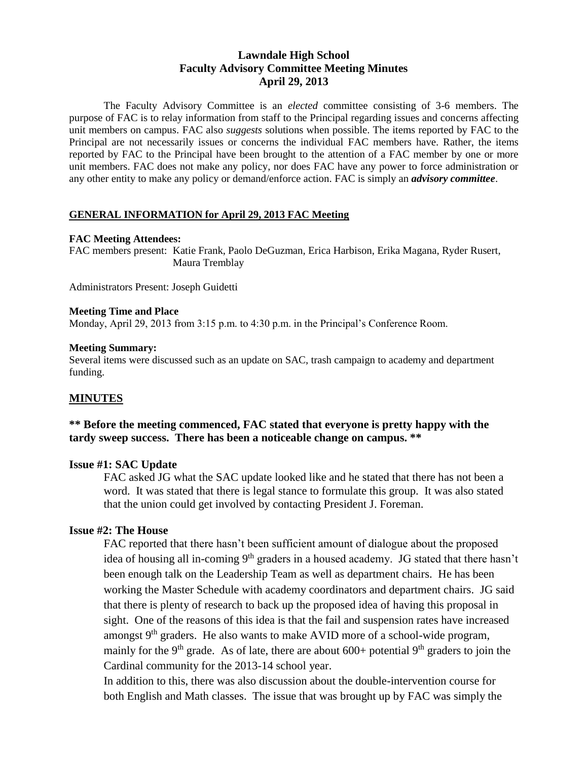# Lawndale High School
## Faculty Advisory Committee Meeting Minutes
### April 29, 2013

The Faculty Advisory Committee is an *elected* committee consisting of 3-6 members. The purpose of FAC is to relay information from staff to the Principal regarding issues and concerns affecting unit members on campus. FAC also *suggests* solutions when possible. The items reported by FAC to the Principal are not necessarily issues or concerns the individual FAC members have. Rather, the items reported by FAC to the Principal have been brought to the attention of a FAC member by one or more unit members. FAC does not make any policy, nor does FAC have any power to force administration or any other entity to make any policy or demand/enforce action. FAC is simply an ***advisory committee***.

**GENERAL INFORMATION for April 29, 2013 FAC Meeting**

**FAC Meeting Attendees:**

FAC members present: Katie Frank, Paolo DeGuzman, Erica Harbison, Erika Magana, Ryder Rusert, Maura Tremblay

Administrators Present: Joseph Guidetti

**Meeting Time and Place**

Monday, April 29, 2013 from 3:15 p.m. to 4:30 p.m. in the Principal's Conference Room.

**Meeting Summary:**

Several items were discussed such as an update on SAC, trash campaign to academy and department funding.

## MINUTES

**\*\* Before the meeting commenced, FAC stated that everyone is pretty happy with the tardy sweep success. There has been a noticeable change on campus. \*\***

### Issue #1: SAC Update

FAC asked JG what the SAC update looked like and he stated that there has not been a word. It was stated that there is legal stance to formulate this group. It was also stated that the union could get involved by contacting President J. Foreman.

### Issue #2: The House

FAC reported that there hasn't been sufficient amount of dialogue about the proposed idea of housing all in-coming 9th graders in a housed academy. JG stated that there hasn't been enough talk on the Leadership Team as well as department chairs. He has been working the Master Schedule with academy coordinators and department chairs. JG said that there is plenty of research to back up the proposed idea of having this proposal in sight. One of the reasons of this idea is that the fail and suspension rates have increased amongst 9th graders. He also wants to make AVID more of a school-wide program, mainly for the 9th grade. As of late, there are about 600+ potential 9th graders to join the Cardinal community for the 2013-14 school year.

In addition to this, there was also discussion about the double-intervention course for both English and Math classes. The issue that was brought up by FAC was simply the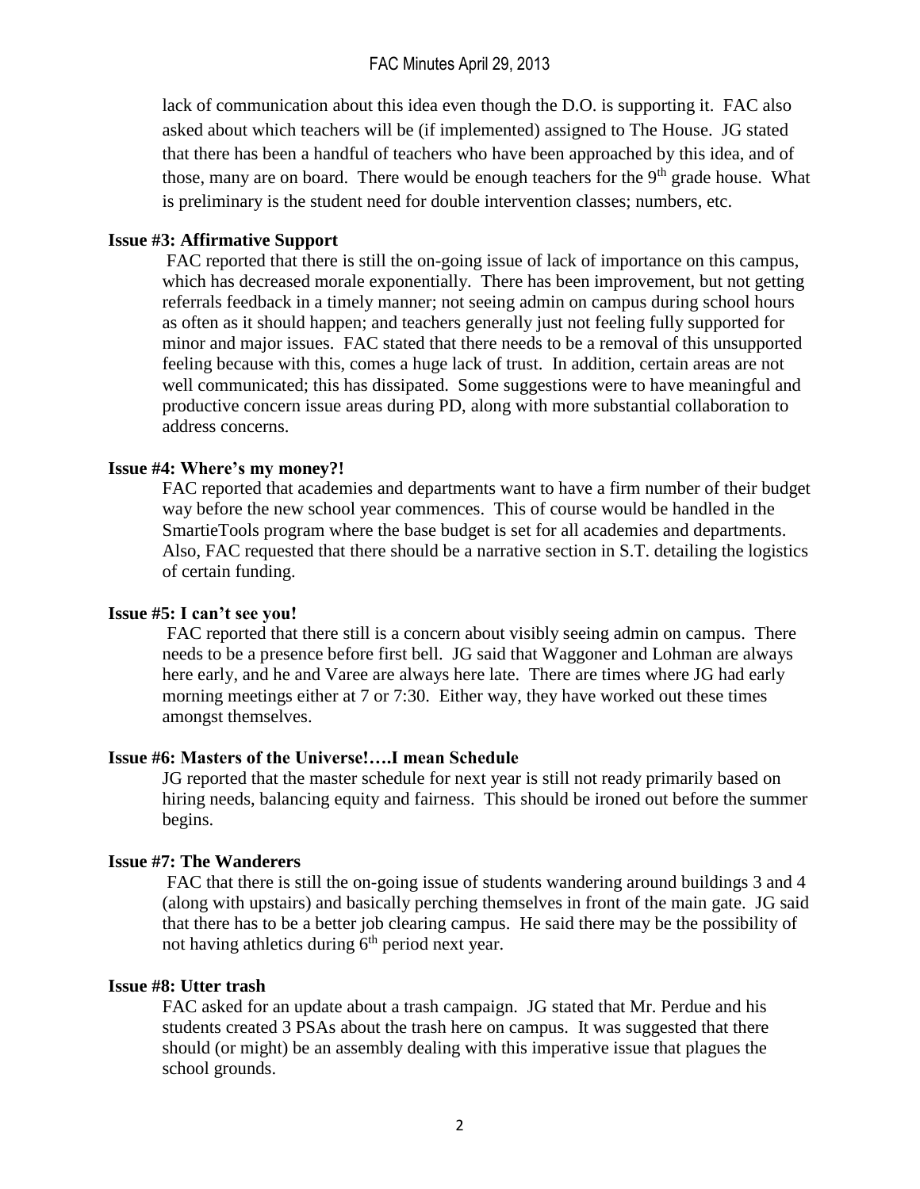lack of communication about this idea even though the D.O. is supporting it. FAC also asked about which teachers will be (if implemented) assigned to The House. JG stated that there has been a handful of teachers who have been approached by this idea, and of those, many are on board. There would be enough teachers for the 9th grade house. What is preliminary is the student need for double intervention classes; numbers, etc.

**Issue #3: Affirmative Support**

FAC reported that there is still the on-going issue of lack of importance on this campus, which has decreased morale exponentially. There has been improvement, but not getting referrals feedback in a timely manner; not seeing admin on campus during school hours as often as it should happen; and teachers generally just not feeling fully supported for minor and major issues. FAC stated that there needs to be a removal of this unsupported feeling because with this, comes a huge lack of trust. In addition, certain areas are not well communicated; this has dissipated. Some suggestions were to have meaningful and productive concern issue areas during PD, along with more substantial collaboration to address concerns.

**Issue #4: Where's my money?!**

FAC reported that academies and departments want to have a firm number of their budget way before the new school year commences. This of course would be handled in the SmartieTools program where the base budget is set for all academies and departments. Also, FAC requested that there should be a narrative section in S.T. detailing the logistics of certain funding.

**Issue #5: I can't see you!**

FAC reported that there still is a concern about visibly seeing admin on campus. There needs to be a presence before first bell. JG said that Waggoner and Lohman are always here early, and he and Varee are always here late. There are times where JG had early morning meetings either at 7 or 7:30. Either way, they have worked out these times amongst themselves.

**Issue #6: Masters of the Universe!….I mean Schedule**

JG reported that the master schedule for next year is still not ready primarily based on hiring needs, balancing equity and fairness. This should be ironed out before the summer begins.

**Issue #7: The Wanderers**

FAC that there is still the on-going issue of students wandering around buildings 3 and 4 (along with upstairs) and basically perching themselves in front of the main gate. JG said that there has to be a better job clearing campus. He said there may be the possibility of not having athletics during 6th period next year.

**Issue #8: Utter trash**

FAC asked for an update about a trash campaign. JG stated that Mr. Perdue and his students created 3 PSAs about the trash here on campus. It was suggested that there should (or might) be an assembly dealing with this imperative issue that plagues the school grounds.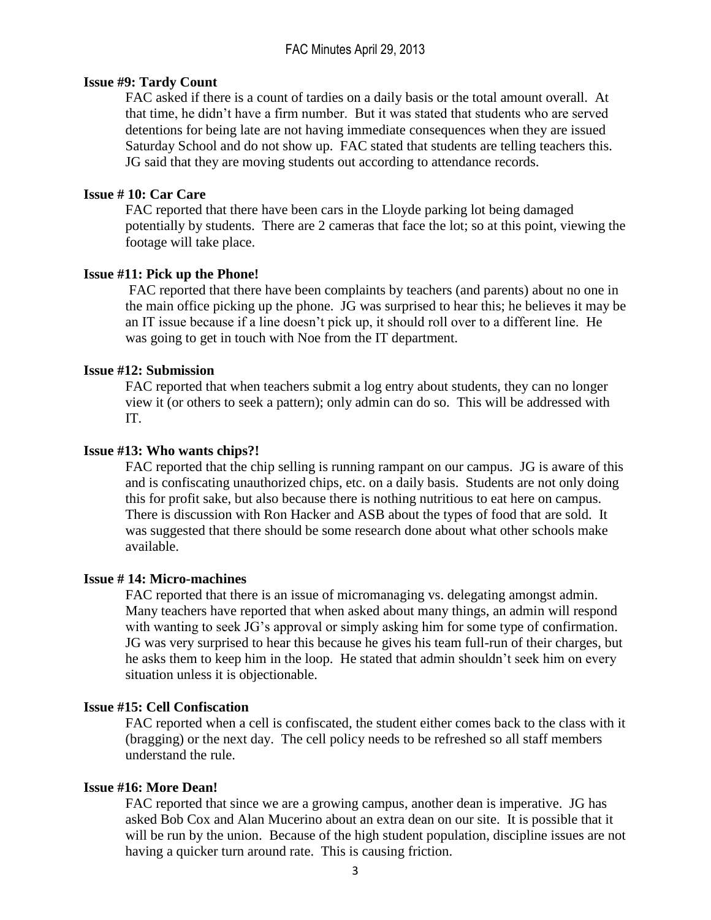**Issue #9: Tardy Count**

FAC asked if there is a count of tardies on a daily basis or the total amount overall. At that time, he didn't have a firm number. But it was stated that students who are served detentions for being late are not having immediate consequences when they are issued Saturday School and do not show up. FAC stated that students are telling teachers this. JG said that they are moving students out according to attendance records.

**Issue # 10: Car Care**

FAC reported that there have been cars in the Lloyde parking lot being damaged potentially by students. There are 2 cameras that face the lot; so at this point, viewing the footage will take place.

**Issue #11: Pick up the Phone!**

FAC reported that there have been complaints by teachers (and parents) about no one in the main office picking up the phone. JG was surprised to hear this; he believes it may be an IT issue because if a line doesn't pick up, it should roll over to a different line. He was going to get in touch with Noe from the IT department.

**Issue #12: Submission**

FAC reported that when teachers submit a log entry about students, they can no longer view it (or others to seek a pattern); only admin can do so. This will be addressed with IT.

**Issue #13: Who wants chips?!**

FAC reported that the chip selling is running rampant on our campus. JG is aware of this and is confiscating unauthorized chips, etc. on a daily basis. Students are not only doing this for profit sake, but also because there is nothing nutritious to eat here on campus. There is discussion with Ron Hacker and ASB about the types of food that are sold. It was suggested that there should be some research done about what other schools make available.

**Issue # 14: Micro-machines**

FAC reported that there is an issue of micromanaging vs. delegating amongst admin. Many teachers have reported that when asked about many things, an admin will respond with wanting to seek JG's approval or simply asking him for some type of confirmation. JG was very surprised to hear this because he gives his team full-run of their charges, but he asks them to keep him in the loop. He stated that admin shouldn't seek him on every situation unless it is objectionable.

**Issue #15: Cell Confiscation**

FAC reported when a cell is confiscated, the student either comes back to the class with it (bragging) or the next day. The cell policy needs to be refreshed so all staff members understand the rule.

**Issue #16: More Dean!**

FAC reported that since we are a growing campus, another dean is imperative. JG has asked Bob Cox and Alan Mucerino about an extra dean on our site. It is possible that it will be run by the union. Because of the high student population, discipline issues are not having a quicker turn around rate. This is causing friction.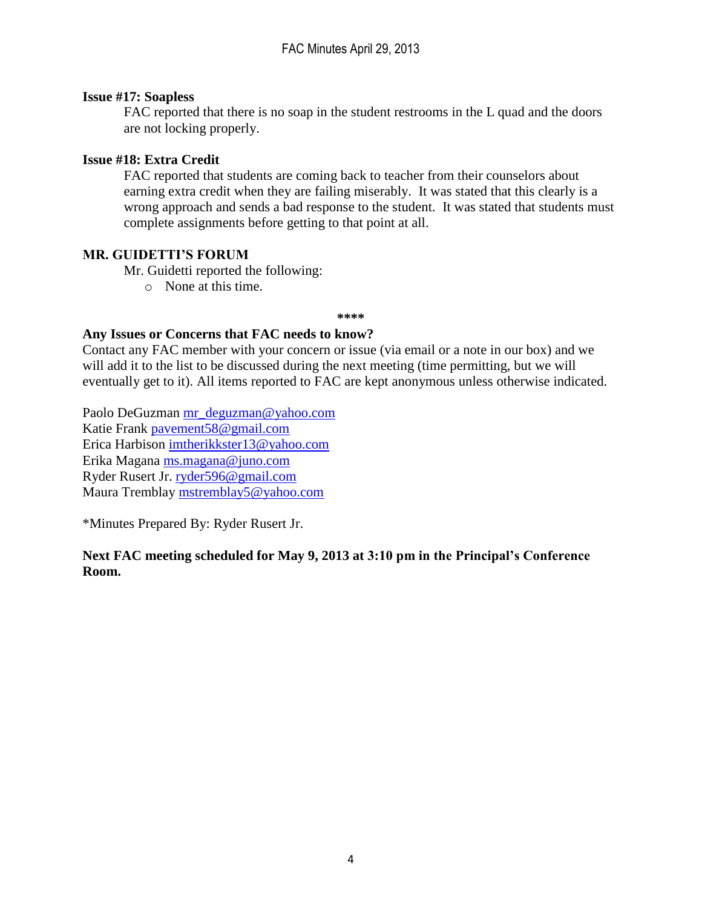### Issue #17: Soapless

FAC reported that there is no soap in the student restrooms in the L quad and the doors are not locking properly.

### Issue #18: Extra Credit

FAC reported that students are coming back to teacher from their counselors about earning extra credit when they are failing miserably. It was stated that this clearly is a wrong approach and sends a bad response to the student. It was stated that students must complete assignments before getting to that point at all.

### MR. GUIDETTI'S FORUM

Mr. Guidetti reported the following:

- None at this time.

****

**Any Issues or Concerns that FAC needs to know?**

Contact any FAC member with your concern or issue (via email or a note in our box) and we will add it to the list to be discussed during the next meeting (time permitting, but we will eventually get to it). All items reported to FAC are kept anonymous unless otherwise indicated.

Paolo DeGuzman mr_deguzman@yahoo.com
Katie Frank pavement58@gmail.com
Erica Harbison imtherikkster13@yahoo.com
Erika Magana ms.magana@juno.com
Ryder Rusert Jr. ryder596@gmail.com
Maura Tremblay mstremblay5@yahoo.com

*Minutes Prepared By: Ryder Rusert Jr.

**Next FAC meeting scheduled for May 9, 2013 at 3:10 pm in the Principal's Conference Room.**